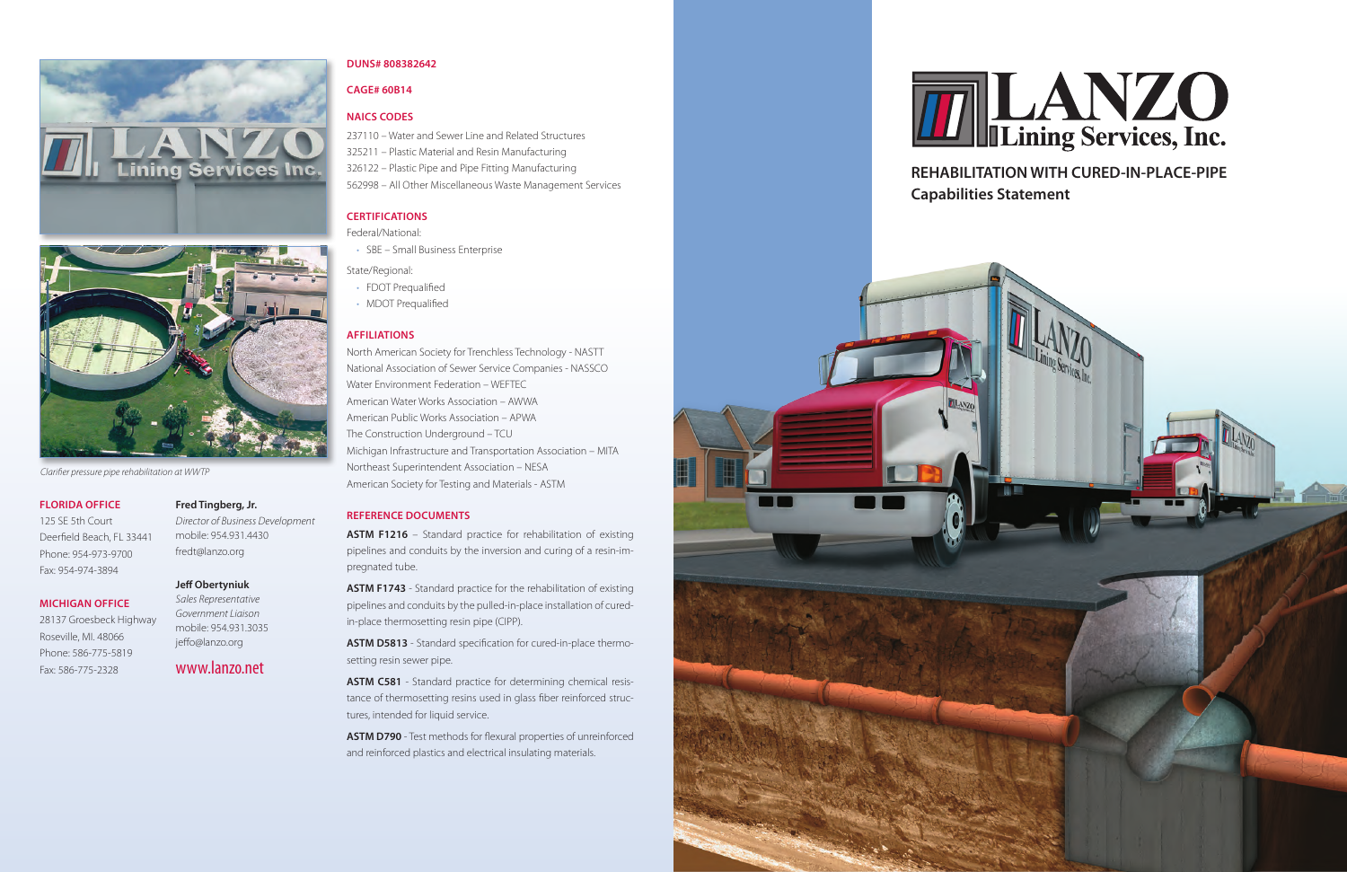# LANZO Lining Services, Inc.

## REHABILITATION WITH CURED-IN-PLACE-PIPE

## Capabilities Statement

*Clarifier pressure pipe rehabilitation at WWTP*

**FLORIDA OFFICE**
125 SE 5th Court
Deerfield Beach, FL 33441
Phone: 954-973-9700
Fax: 954-974-3894

**MICHIGAN OFFICE**
28137 Groesbeck Highway
Roseville, MI. 48066
Phone: 586-775-5819
Fax: 586-775-2328

**Fred Tingberg, Jr.**
*Director of Business Development*
mobile: 954.931.4430
fredt@lanzo.org

**Jeff Obertyniuk**
*Sales Representative*
*Government Liaison*
mobile: 954.931.3035
jeffo@lanzo.org

www.lanzo.net

**DUNS# 808382642**

**CAGE# 60B14**

**NAICS CODES**

237110 – Water and Sewer Line and Related Structures
325211 – Plastic Material and Resin Manufacturing
326122 – Plastic Pipe and Pipe Fitting Manufacturing
562998 – All Other Miscellaneous Waste Management Services

**CERTIFICATIONS**

Federal/National:
- SBE – Small Business Enterprise

State/Regional:
- FDOT Prequalified
- MDOT Prequalified

**AFFILIATIONS**

North American Society for Trenchless Technology - NASTT
National Association of Sewer Service Companies - NASSCO
Water Environment Federation – WEFTEC
American Water Works Association – AWWA
American Public Works Association – APWA
The Construction Underground – TCU
Michigan Infrastructure and Transportation Association – MITA
Northeast Superintendent Association – NESA
American Society for Testing and Materials - ASTM

**REFERENCE DOCUMENTS**

**ASTM F1216** – Standard practice for rehabilitation of existing pipelines and conduits by the inversion and curing of a resin-impregnated tube.

**ASTM F1743** - Standard practice for the rehabilitation of existing pipelines and conduits by the pulled-in-place installation of cured-in-place thermosetting resin pipe (CIPP).

**ASTM D5813** - Standard specification for cured-in-place thermosetting resin sewer pipe.

**ASTM C581** - Standard practice for determining chemical resistance of thermosetting resins used in glass fiber reinforced structures, intended for liquid service.

**ASTM D790** - Test methods for flexural properties of unreinforced and reinforced plastics and electrical insulating materials.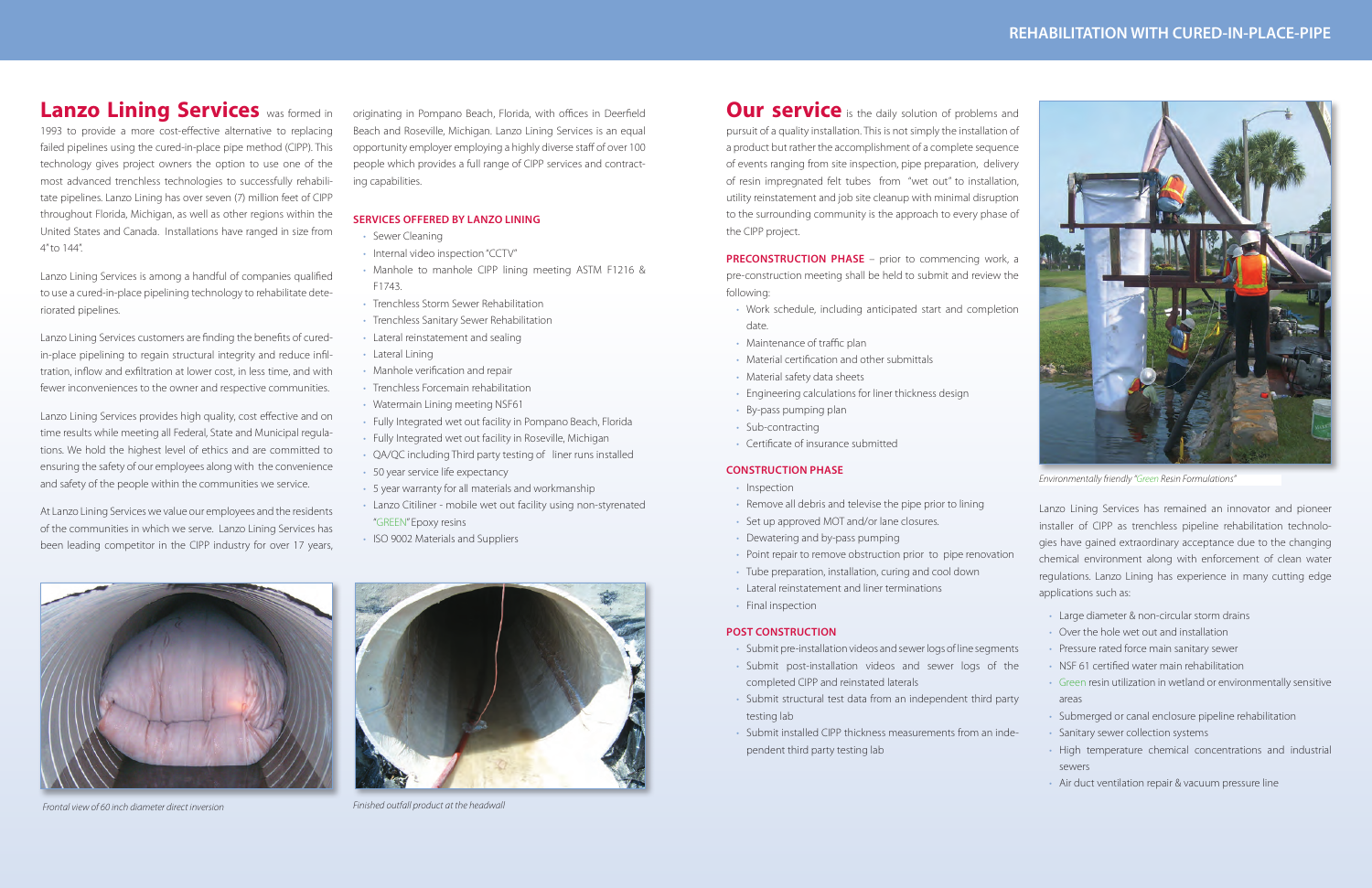**Lanzo Lining Services** was formed in 1993 to provide a more cost-effective alternative to replacing failed pipelines using the cured-in-place pipe method (CIPP). This technology gives project owners the option to use one of the most advanced trenchless technologies to successfully rehabilitate pipelines. Lanzo Lining has over seven (7) million feet of CIPP throughout Florida, Michigan, as well as other regions within the United States and Canada. Installations have ranged in size from 4" to 144".

Lanzo Lining Services is among a handful of companies qualified to use a cured-in-place pipelining technology to rehabilitate deteriorated pipelines.

Lanzo Lining Services customers are finding the benefits of cured-in-place pipelining to regain structural integrity and reduce infiltration, inflow and exfiltration at lower cost, in less time, and with fewer inconveniences to the owner and respective communities.

Lanzo Lining Services provides high quality, cost effective and on time results while meeting all Federal, State and Municipal regulations. We hold the highest level of ethics and are committed to ensuring the safety of our employees along with the convenience and safety of the people within the communities we service.

At Lanzo Lining Services we value our employees and the residents of the communities in which we serve. Lanzo Lining Services has been leading competitor in the CIPP industry for over 17 years, originating in Pompano Beach, Florida, with offices in Deerfield Beach and Roseville, Michigan. Lanzo Lining Services is an equal opportunity employer employing a highly diverse staff of over 100 people which provides a full range of CIPP services and contracting capabilities.

### SERVICES OFFERED BY LANZO LINING

- Sewer Cleaning
- Internal video inspection "CCTV"
- Manhole to manhole CIPP lining meeting ASTM F1216 & F1743.
- Trenchless Storm Sewer Rehabilitation
- Trenchless Sanitary Sewer Rehabilitation
- Lateral reinstatement and sealing
- Lateral Lining
- Manhole verification and repair
- Trenchless Forcemain rehabilitation
- Watermain Lining meeting NSF61
- Fully Integrated wet out facility in Pompano Beach, Florida
- Fully Integrated wet out facility in Roseville, Michigan
- QA/QC including Third party testing of liner runs installed
- 50 year service life expectancy
- 5 year warranty for all materials and workmanship
- Lanzo Citiliner - mobile wet out facility using non-styrenated "GREEN" Epoxy resins
- ISO 9002 Materials and Suppliers

*Frontal view of 60 inch diameter direct inversion*

*Finished outfall product at the headwall*

**Our service** is the daily solution of problems and pursuit of a quality installation. This is not simply the installation of a product but rather the accomplishment of a complete sequence of events ranging from site inspection, pipe preparation, delivery of resin impregnated felt tubes from "wet out" to installation, utility reinstatement and job site cleanup with minimal disruption to the surrounding community is the approach to every phase of the CIPP project.

**PRECONSTRUCTION PHASE** – prior to commencing work, a pre-construction meeting shall be held to submit and review the following:

- Work schedule, including anticipated start and completion date.
- Maintenance of traffic plan
- Material certification and other submittals
- Material safety data sheets
- Engineering calculations for liner thickness design
- By-pass pumping plan
- Sub-contracting
- Certificate of insurance submitted

### CONSTRUCTION PHASE

- Inspection
- Remove all debris and televise the pipe prior to lining
- Set up approved MOT and/or lane closures.
- Dewatering and by-pass pumping
- Point repair to remove obstruction prior to pipe renovation
- Tube preparation, installation, curing and cool down
- Lateral reinstatement and liner terminations
- Final inspection

### POST CONSTRUCTION

- Submit pre-installation videos and sewer logs of line segments
- Submit post-installation videos and sewer logs of the completed CIPP and reinstated laterals
- Submit structural test data from an independent third party testing lab
- Submit installed CIPP thickness measurements from an independent third party testing lab

*Environmentally friendly "Green Resin Formulations"*

Lanzo Lining Services has remained an innovator and pioneer installer of CIPP as trenchless pipeline rehabilitation technologies have gained extraordinary acceptance due to the changing chemical environment along with enforcement of clean water regulations. Lanzo Lining has experience in many cutting edge applications such as:

- Large diameter & non-circular storm drains
- Over the hole wet out and installation
- Pressure rated force main sanitary sewer
- NSF 61 certified water main rehabilitation
- Green resin utilization in wetland or environmentally sensitive areas
- Submerged or canal enclosure pipeline rehabilitation
- Sanitary sewer collection systems
- High temperature chemical concentrations and industrial sewers
- Air duct ventilation repair & vacuum pressure line